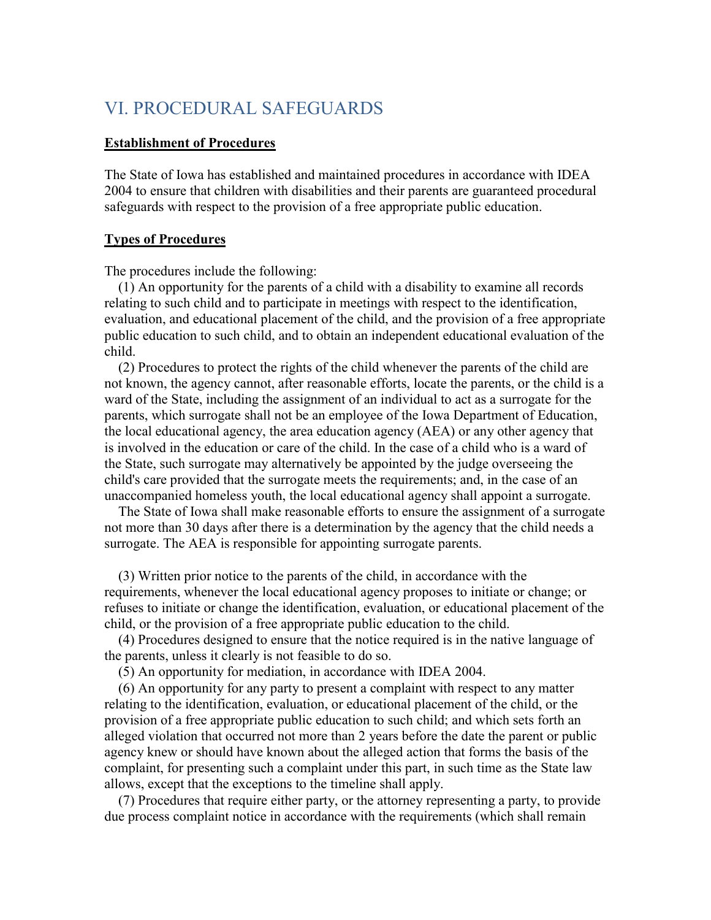# VI. PROCEDURAL SAFEGUARDS

**Establishment of Procedures**

The State of Iowa has established and maintained procedures in accordance with IDEA 2004 to ensure that children with disabilities and their parents are guaranteed procedural safeguards with respect to the provision of a free appropriate public education.

**Types of Procedures**

The procedures include the following:

(1) An opportunity for the parents of a child with a disability to examine all records relating to such child and to participate in meetings with respect to the identification, evaluation, and educational placement of the child, and the provision of a free appropriate public education to such child, and to obtain an independent educational evaluation of the child.

(2) Procedures to protect the rights of the child whenever the parents of the child are not known, the agency cannot, after reasonable efforts, locate the parents, or the child is a ward of the State, including the assignment of an individual to act as a surrogate for the parents, which surrogate shall not be an employee of the Iowa Department of Education, the local educational agency, the area education agency (AEA) or any other agency that is involved in the education or care of the child. In the case of a child who is a ward of the State, such surrogate may alternatively be appointed by the judge overseeing the child's care provided that the surrogate meets the requirements; and, in the case of an unaccompanied homeless youth, the local educational agency shall appoint a surrogate.

The State of Iowa shall make reasonable efforts to ensure the assignment of a surrogate not more than 30 days after there is a determination by the agency that the child needs a surrogate. The AEA is responsible for appointing surrogate parents.

(3) Written prior notice to the parents of the child, in accordance with the requirements, whenever the local educational agency proposes to initiate or change; or refuses to initiate or change the identification, evaluation, or educational placement of the child, or the provision of a free appropriate public education to the child.

(4) Procedures designed to ensure that the notice required is in the native language of the parents, unless it clearly is not feasible to do so.

(5) An opportunity for mediation, in accordance with IDEA 2004.

(6) An opportunity for any party to present a complaint with respect to any matter relating to the identification, evaluation, or educational placement of the child, or the provision of a free appropriate public education to such child; and which sets forth an alleged violation that occurred not more than 2 years before the date the parent or public agency knew or should have known about the alleged action that forms the basis of the complaint, for presenting such a complaint under this part, in such time as the State law allows, except that the exceptions to the timeline shall apply.

(7) Procedures that require either party, or the attorney representing a party, to provide due process complaint notice in accordance with the requirements (which shall remain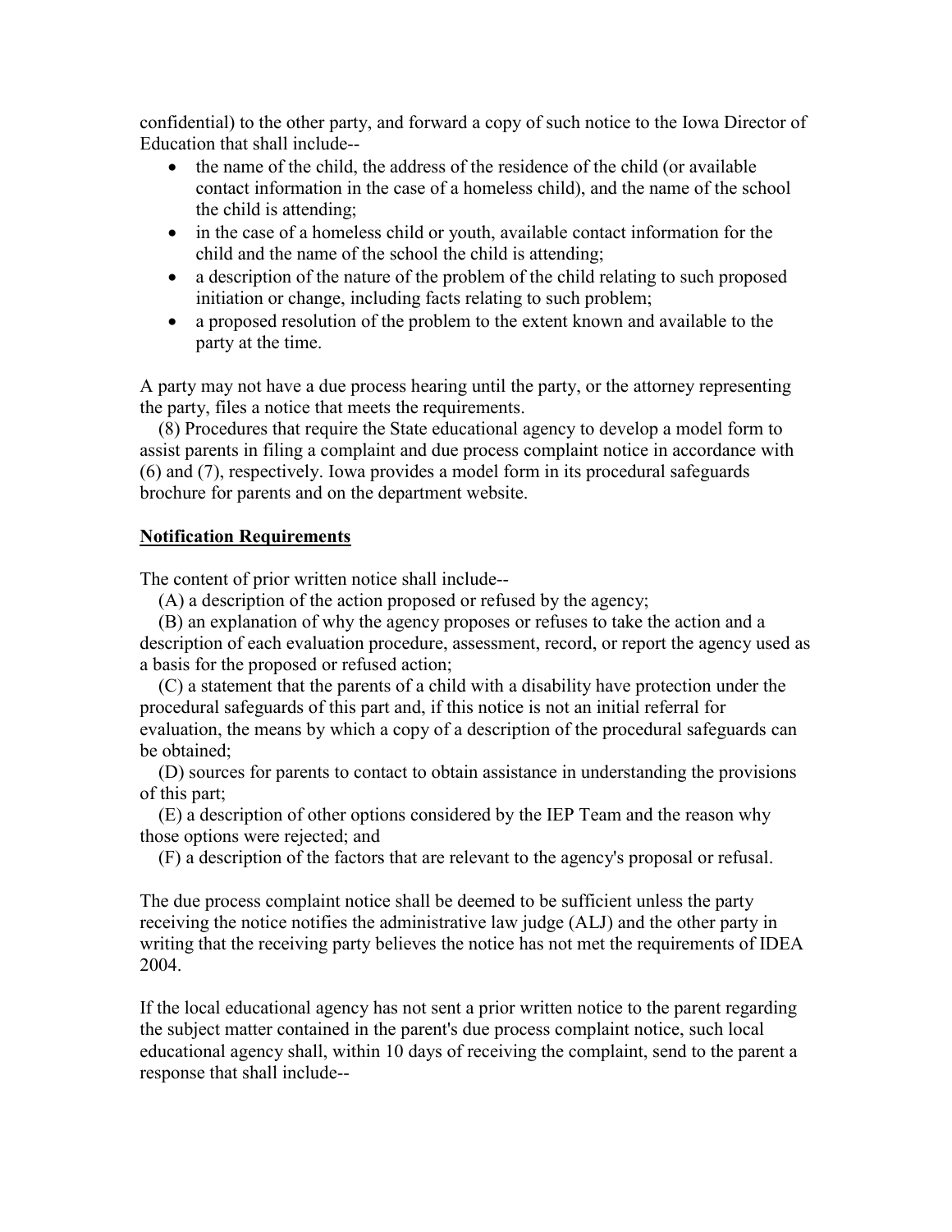confidential) to the other party, and forward a copy of such notice to the Iowa Director of Education that shall include--

- the name of the child, the address of the residence of the child (or available contact information in the case of a homeless child), and the name of the school the child is attending;
- in the case of a homeless child or youth, available contact information for the child and the name of the school the child is attending;
- a description of the nature of the problem of the child relating to such proposed initiation or change, including facts relating to such problem;
- a proposed resolution of the problem to the extent known and available to the party at the time.

A party may not have a due process hearing until the party, or the attorney representing the party, files a notice that meets the requirements.

(8) Procedures that require the State educational agency to develop a model form to assist parents in filing a complaint and due process complaint notice in accordance with (6) and (7), respectively. Iowa provides a model form in its procedural safeguards brochure for parents and on the department website.

**Notification Requirements**

The content of prior written notice shall include--

(A) a description of the action proposed or refused by the agency;

(B) an explanation of why the agency proposes or refuses to take the action and a description of each evaluation procedure, assessment, record, or report the agency used as a basis for the proposed or refused action;

(C) a statement that the parents of a child with a disability have protection under the procedural safeguards of this part and, if this notice is not an initial referral for evaluation, the means by which a copy of a description of the procedural safeguards can be obtained;

(D) sources for parents to contact to obtain assistance in understanding the provisions of this part;

(E) a description of other options considered by the IEP Team and the reason why those options were rejected; and

(F) a description of the factors that are relevant to the agency's proposal or refusal.

The due process complaint notice shall be deemed to be sufficient unless the party receiving the notice notifies the administrative law judge (ALJ) and the other party in writing that the receiving party believes the notice has not met the requirements of IDEA 2004.

If the local educational agency has not sent a prior written notice to the parent regarding the subject matter contained in the parent's due process complaint notice, such local educational agency shall, within 10 days of receiving the complaint, send to the parent a response that shall include--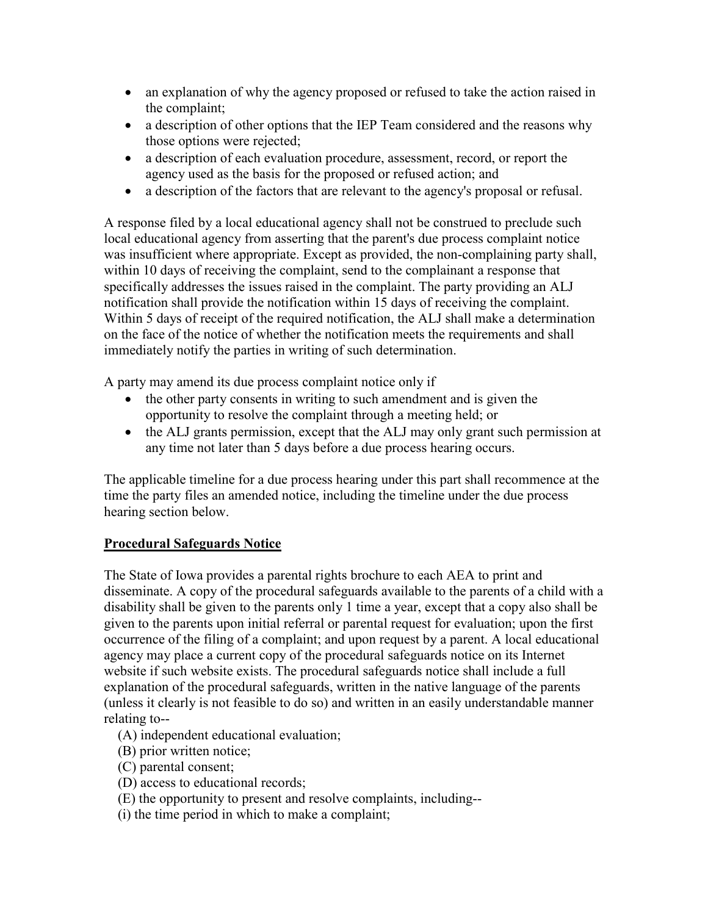- an explanation of why the agency proposed or refused to take the action raised in the complaint;
- a description of other options that the IEP Team considered and the reasons why those options were rejected;
- a description of each evaluation procedure, assessment, record, or report the agency used as the basis for the proposed or refused action; and
- a description of the factors that are relevant to the agency's proposal or refusal.

A response filed by a local educational agency shall not be construed to preclude such local educational agency from asserting that the parent's due process complaint notice was insufficient where appropriate. Except as provided, the non-complaining party shall, within 10 days of receiving the complaint, send to the complainant a response that specifically addresses the issues raised in the complaint. The party providing an ALJ notification shall provide the notification within 15 days of receiving the complaint. Within 5 days of receipt of the required notification, the ALJ shall make a determination on the face of the notice of whether the notification meets the requirements and shall immediately notify the parties in writing of such determination.

A party may amend its due process complaint notice only if

- the other party consents in writing to such amendment and is given the opportunity to resolve the complaint through a meeting held; or
- the ALJ grants permission, except that the ALJ may only grant such permission at any time not later than 5 days before a due process hearing occurs.

The applicable timeline for a due process hearing under this part shall recommence at the time the party files an amended notice, including the timeline under the due process hearing section below.

**Procedural Safeguards Notice**

The State of Iowa provides a parental rights brochure to each AEA to print and disseminate. A copy of the procedural safeguards available to the parents of a child with a disability shall be given to the parents only 1 time a year, except that a copy also shall be given to the parents upon initial referral or parental request for evaluation; upon the first occurrence of the filing of a complaint; and upon request by a parent. A local educational agency may place a current copy of the procedural safeguards notice on its Internet website if such website exists. The procedural safeguards notice shall include a full explanation of the procedural safeguards, written in the native language of the parents (unless it clearly is not feasible to do so) and written in an easily understandable manner relating to--

(A) independent educational evaluation;
(B) prior written notice;
(C) parental consent;
(D) access to educational records;
(E) the opportunity to present and resolve complaints, including--
(i) the time period in which to make a complaint;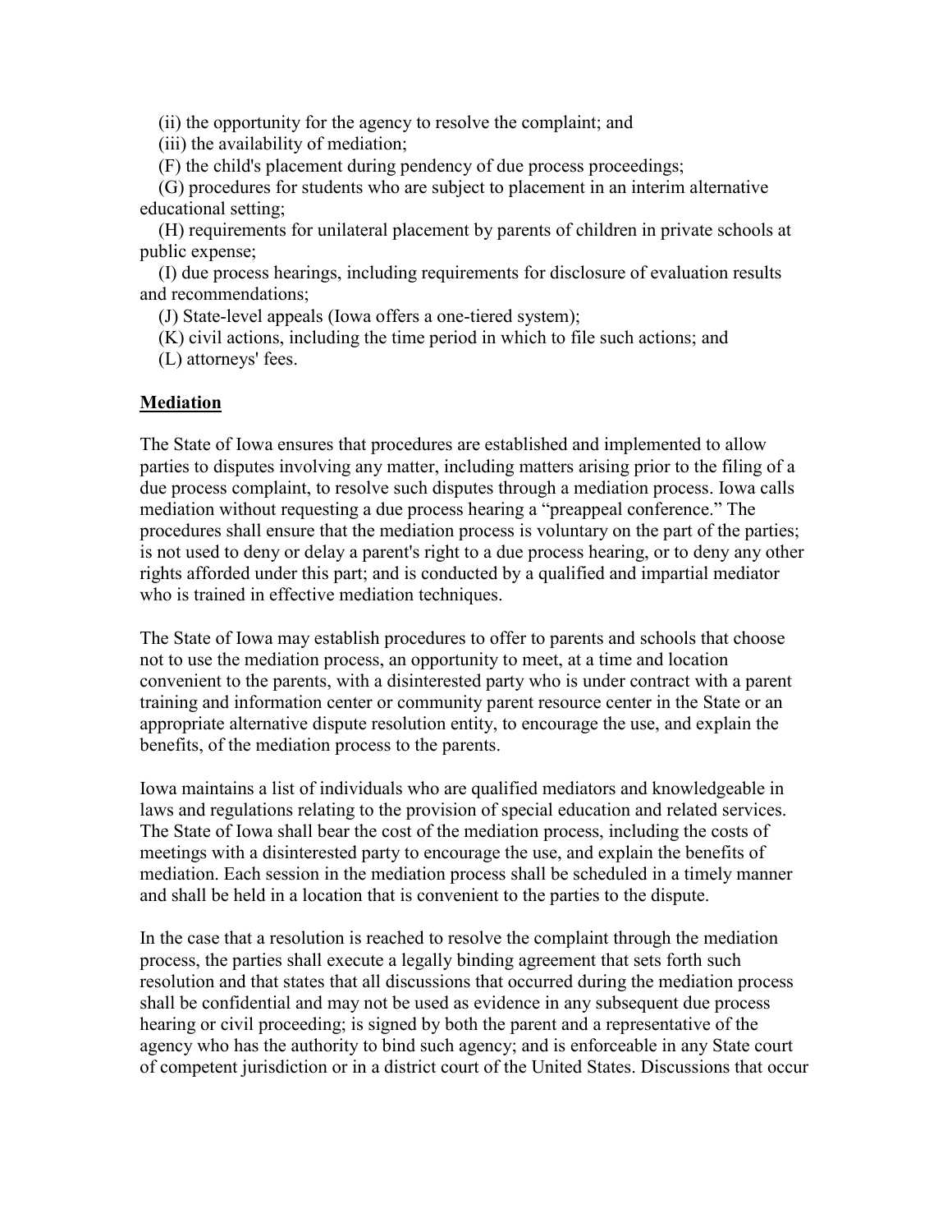(ii) the opportunity for the agency to resolve the complaint; and

(iii) the availability of mediation;

(F) the child's placement during pendency of due process proceedings;

(G) procedures for students who are subject to placement in an interim alternative educational setting;

(H) requirements for unilateral placement by parents of children in private schools at public expense;

(I) due process hearings, including requirements for disclosure of evaluation results and recommendations;

(J) State-level appeals (Iowa offers a one-tiered system);

(K) civil actions, including the time period in which to file such actions; and

(L) attorneys' fees.

**Mediation**

The State of Iowa ensures that procedures are established and implemented to allow parties to disputes involving any matter, including matters arising prior to the filing of a due process complaint, to resolve such disputes through a mediation process. Iowa calls mediation without requesting a due process hearing a "preappeal conference." The procedures shall ensure that the mediation process is voluntary on the part of the parties; is not used to deny or delay a parent's right to a due process hearing, or to deny any other rights afforded under this part; and is conducted by a qualified and impartial mediator who is trained in effective mediation techniques.

The State of Iowa may establish procedures to offer to parents and schools that choose not to use the mediation process, an opportunity to meet, at a time and location convenient to the parents, with a disinterested party who is under contract with a parent training and information center or community parent resource center in the State or an appropriate alternative dispute resolution entity, to encourage the use, and explain the benefits, of the mediation process to the parents.

Iowa maintains a list of individuals who are qualified mediators and knowledgeable in laws and regulations relating to the provision of special education and related services. The State of Iowa shall bear the cost of the mediation process, including the costs of meetings with a disinterested party to encourage the use, and explain the benefits of mediation. Each session in the mediation process shall be scheduled in a timely manner and shall be held in a location that is convenient to the parties to the dispute.

In the case that a resolution is reached to resolve the complaint through the mediation process, the parties shall execute a legally binding agreement that sets forth such resolution and that states that all discussions that occurred during the mediation process shall be confidential and may not be used as evidence in any subsequent due process hearing or civil proceeding; is signed by both the parent and a representative of the agency who has the authority to bind such agency; and is enforceable in any State court of competent jurisdiction or in a district court of the United States. Discussions that occur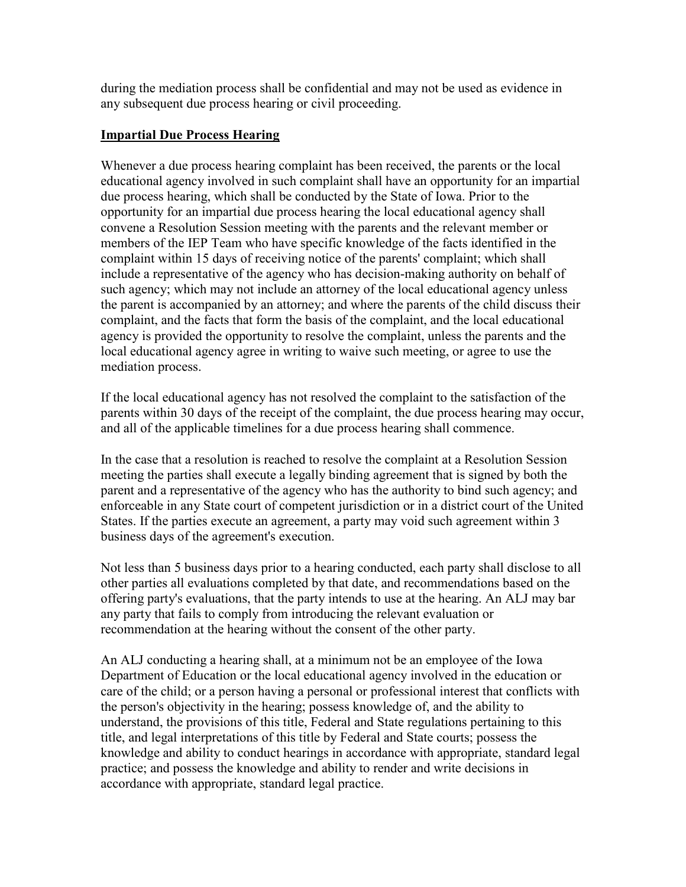during the mediation process shall be confidential and may not be used as evidence in any subsequent due process hearing or civil proceeding.

**Impartial Due Process Hearing**

Whenever a due process hearing complaint has been received, the parents or the local educational agency involved in such complaint shall have an opportunity for an impartial due process hearing, which shall be conducted by the State of Iowa. Prior to the opportunity for an impartial due process hearing the local educational agency shall convene a Resolution Session meeting with the parents and the relevant member or members of the IEP Team who have specific knowledge of the facts identified in the complaint within 15 days of receiving notice of the parents' complaint; which shall include a representative of the agency who has decision-making authority on behalf of such agency; which may not include an attorney of the local educational agency unless the parent is accompanied by an attorney; and where the parents of the child discuss their complaint, and the facts that form the basis of the complaint, and the local educational agency is provided the opportunity to resolve the complaint, unless the parents and the local educational agency agree in writing to waive such meeting, or agree to use the mediation process.

If the local educational agency has not resolved the complaint to the satisfaction of the parents within 30 days of the receipt of the complaint, the due process hearing may occur, and all of the applicable timelines for a due process hearing shall commence.

In the case that a resolution is reached to resolve the complaint at a Resolution Session meeting the parties shall execute a legally binding agreement that is signed by both the parent and a representative of the agency who has the authority to bind such agency; and enforceable in any State court of competent jurisdiction or in a district court of the United States. If the parties execute an agreement, a party may void such agreement within 3 business days of the agreement's execution.

Not less than 5 business days prior to a hearing conducted, each party shall disclose to all other parties all evaluations completed by that date, and recommendations based on the offering party's evaluations, that the party intends to use at the hearing. An ALJ may bar any party that fails to comply from introducing the relevant evaluation or recommendation at the hearing without the consent of the other party.

An ALJ conducting a hearing shall, at a minimum not be an employee of the Iowa Department of Education or the local educational agency involved in the education or care of the child; or a person having a personal or professional interest that conflicts with the person's objectivity in the hearing; possess knowledge of, and the ability to understand, the provisions of this title, Federal and State regulations pertaining to this title, and legal interpretations of this title by Federal and State courts; possess the knowledge and ability to conduct hearings in accordance with appropriate, standard legal practice; and possess the knowledge and ability to render and write decisions in accordance with appropriate, standard legal practice.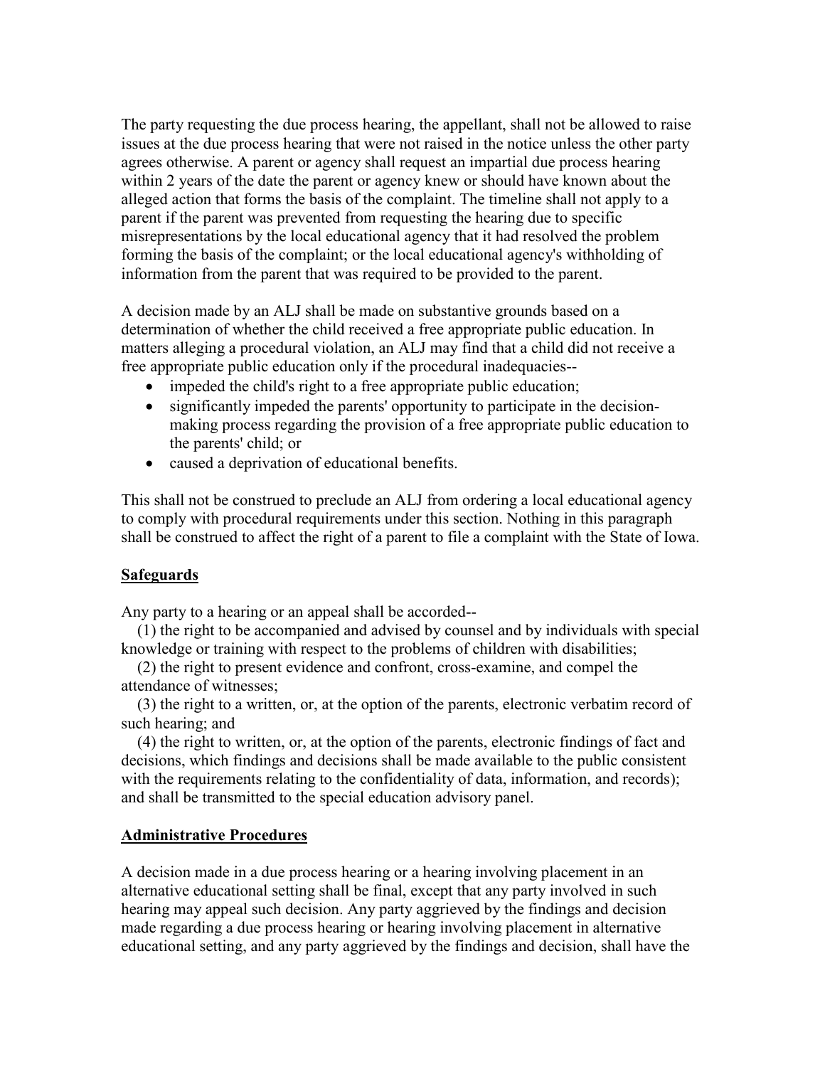The party requesting the due process hearing, the appellant, shall not be allowed to raise issues at the due process hearing that were not raised in the notice unless the other party agrees otherwise. A parent or agency shall request an impartial due process hearing within 2 years of the date the parent or agency knew or should have known about the alleged action that forms the basis of the complaint. The timeline shall not apply to a parent if the parent was prevented from requesting the hearing due to specific misrepresentations by the local educational agency that it had resolved the problem forming the basis of the complaint; or the local educational agency's withholding of information from the parent that was required to be provided to the parent.

A decision made by an ALJ shall be made on substantive grounds based on a determination of whether the child received a free appropriate public education. In matters alleging a procedural violation, an ALJ may find that a child did not receive a free appropriate public education only if the procedural inadequacies--

- impeded the child's right to a free appropriate public education;
- significantly impeded the parents' opportunity to participate in the decision-making process regarding the provision of a free appropriate public education to the parents' child; or
- caused a deprivation of educational benefits.

This shall not be construed to preclude an ALJ from ordering a local educational agency to comply with procedural requirements under this section. Nothing in this paragraph shall be construed to affect the right of a parent to file a complaint with the State of Iowa.

**Safeguards**

Any party to a hearing or an appeal shall be accorded--

(1) the right to be accompanied and advised by counsel and by individuals with special knowledge or training with respect to the problems of children with disabilities;

(2) the right to present evidence and confront, cross-examine, and compel the attendance of witnesses;

(3) the right to a written, or, at the option of the parents, electronic verbatim record of such hearing; and

(4) the right to written, or, at the option of the parents, electronic findings of fact and decisions, which findings and decisions shall be made available to the public consistent with the requirements relating to the confidentiality of data, information, and records); and shall be transmitted to the special education advisory panel.

**Administrative Procedures**

A decision made in a due process hearing or a hearing involving placement in an alternative educational setting shall be final, except that any party involved in such hearing may appeal such decision. Any party aggrieved by the findings and decision made regarding a due process hearing or hearing involving placement in alternative educational setting, and any party aggrieved by the findings and decision, shall have the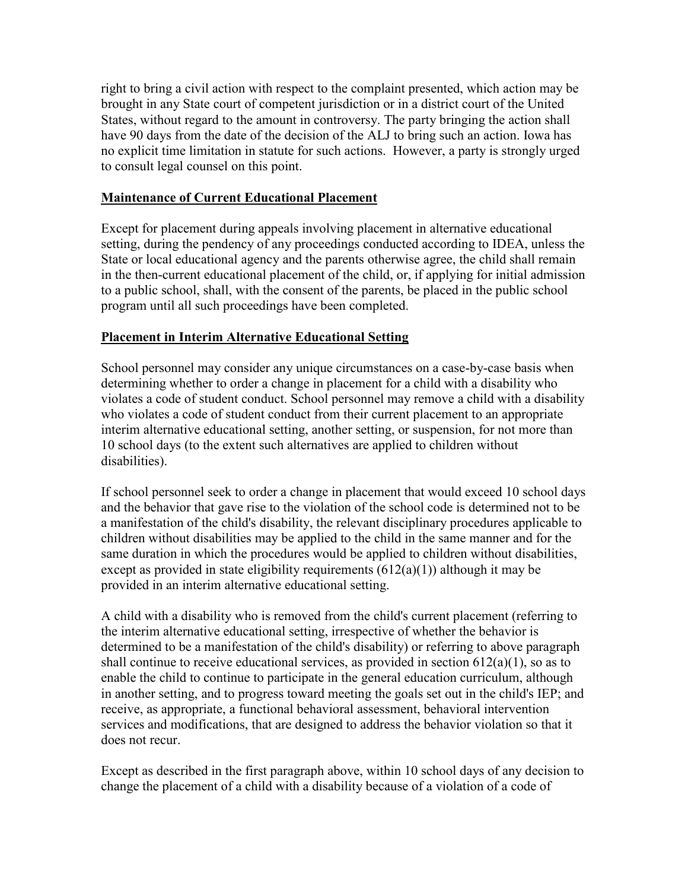right to bring a civil action with respect to the complaint presented, which action may be brought in any State court of competent jurisdiction or in a district court of the United States, without regard to the amount in controversy. The party bringing the action shall have 90 days from the date of the decision of the ALJ to bring such an action. Iowa has no explicit time limitation in statute for such actions. However, a party is strongly urged to consult legal counsel on this point.

## <u>Maintenance of Current Educational Placement</u>

Except for placement during appeals involving placement in alternative educational setting, during the pendency of any proceedings conducted according to IDEA, unless the State or local educational agency and the parents otherwise agree, the child shall remain in the then-current educational placement of the child, or, if applying for initial admission to a public school, shall, with the consent of the parents, be placed in the public school program until all such proceedings have been completed.

## <u>Placement in Interim Alternative Educational Setting</u>

School personnel may consider any unique circumstances on a case-by-case basis when determining whether to order a change in placement for a child with a disability who violates a code of student conduct. School personnel may remove a child with a disability who violates a code of student conduct from their current placement to an appropriate interim alternative educational setting, another setting, or suspension, for not more than 10 school days (to the extent such alternatives are applied to children without disabilities).

If school personnel seek to order a change in placement that would exceed 10 school days and the behavior that gave rise to the violation of the school code is determined not to be a manifestation of the child's disability, the relevant disciplinary procedures applicable to children without disabilities may be applied to the child in the same manner and for the same duration in which the procedures would be applied to children without disabilities, except as provided in state eligibility requirements (612(a)(1)) although it may be provided in an interim alternative educational setting.

A child with a disability who is removed from the child's current placement (referring to the interim alternative educational setting, irrespective of whether the behavior is determined to be a manifestation of the child's disability) or referring to above paragraph shall continue to receive educational services, as provided in section 612(a)(1), so as to enable the child to continue to participate in the general education curriculum, although in another setting, and to progress toward meeting the goals set out in the child's IEP; and receive, as appropriate, a functional behavioral assessment, behavioral intervention services and modifications, that are designed to address the behavior violation so that it does not recur.

Except as described in the first paragraph above, within 10 school days of any decision to change the placement of a child with a disability because of a violation of a code of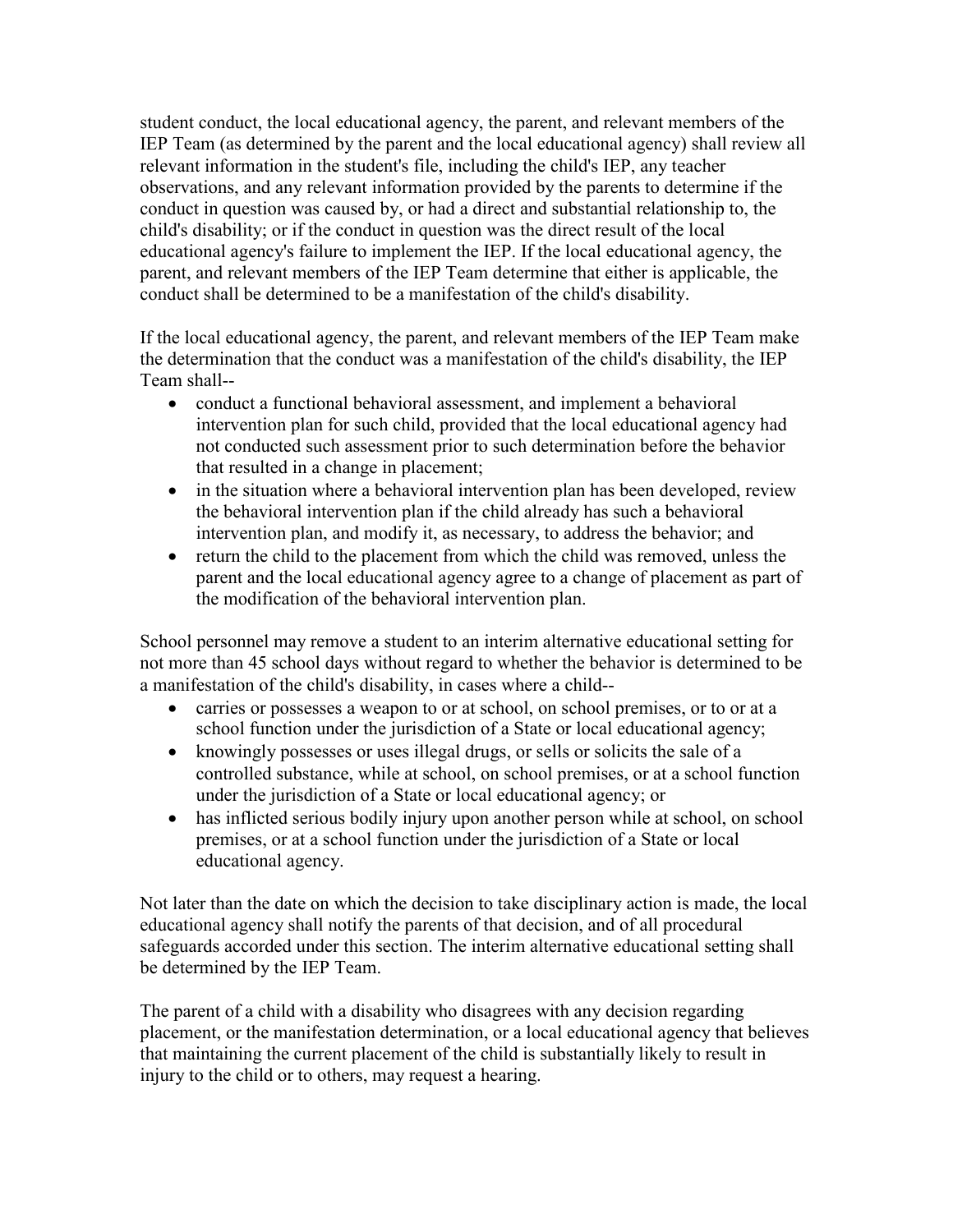student conduct, the local educational agency, the parent, and relevant members of the IEP Team (as determined by the parent and the local educational agency) shall review all relevant information in the student's file, including the child's IEP, any teacher observations, and any relevant information provided by the parents to determine if the conduct in question was caused by, or had a direct and substantial relationship to, the child's disability; or if the conduct in question was the direct result of the local educational agency's failure to implement the IEP. If the local educational agency, the parent, and relevant members of the IEP Team determine that either is applicable, the conduct shall be determined to be a manifestation of the child's disability.

If the local educational agency, the parent, and relevant members of the IEP Team make the determination that the conduct was a manifestation of the child's disability, the IEP Team shall--

- conduct a functional behavioral assessment, and implement a behavioral intervention plan for such child, provided that the local educational agency had not conducted such assessment prior to such determination before the behavior that resulted in a change in placement;
- in the situation where a behavioral intervention plan has been developed, review the behavioral intervention plan if the child already has such a behavioral intervention plan, and modify it, as necessary, to address the behavior; and
- return the child to the placement from which the child was removed, unless the parent and the local educational agency agree to a change of placement as part of the modification of the behavioral intervention plan.

School personnel may remove a student to an interim alternative educational setting for not more than 45 school days without regard to whether the behavior is determined to be a manifestation of the child's disability, in cases where a child--

- carries or possesses a weapon to or at school, on school premises, or to or at a school function under the jurisdiction of a State or local educational agency;
- knowingly possesses or uses illegal drugs, or sells or solicits the sale of a controlled substance, while at school, on school premises, or at a school function under the jurisdiction of a State or local educational agency; or
- has inflicted serious bodily injury upon another person while at school, on school premises, or at a school function under the jurisdiction of a State or local educational agency.

Not later than the date on which the decision to take disciplinary action is made, the local educational agency shall notify the parents of that decision, and of all procedural safeguards accorded under this section. The interim alternative educational setting shall be determined by the IEP Team.

The parent of a child with a disability who disagrees with any decision regarding placement, or the manifestation determination, or a local educational agency that believes that maintaining the current placement of the child is substantially likely to result in injury to the child or to others, may request a hearing.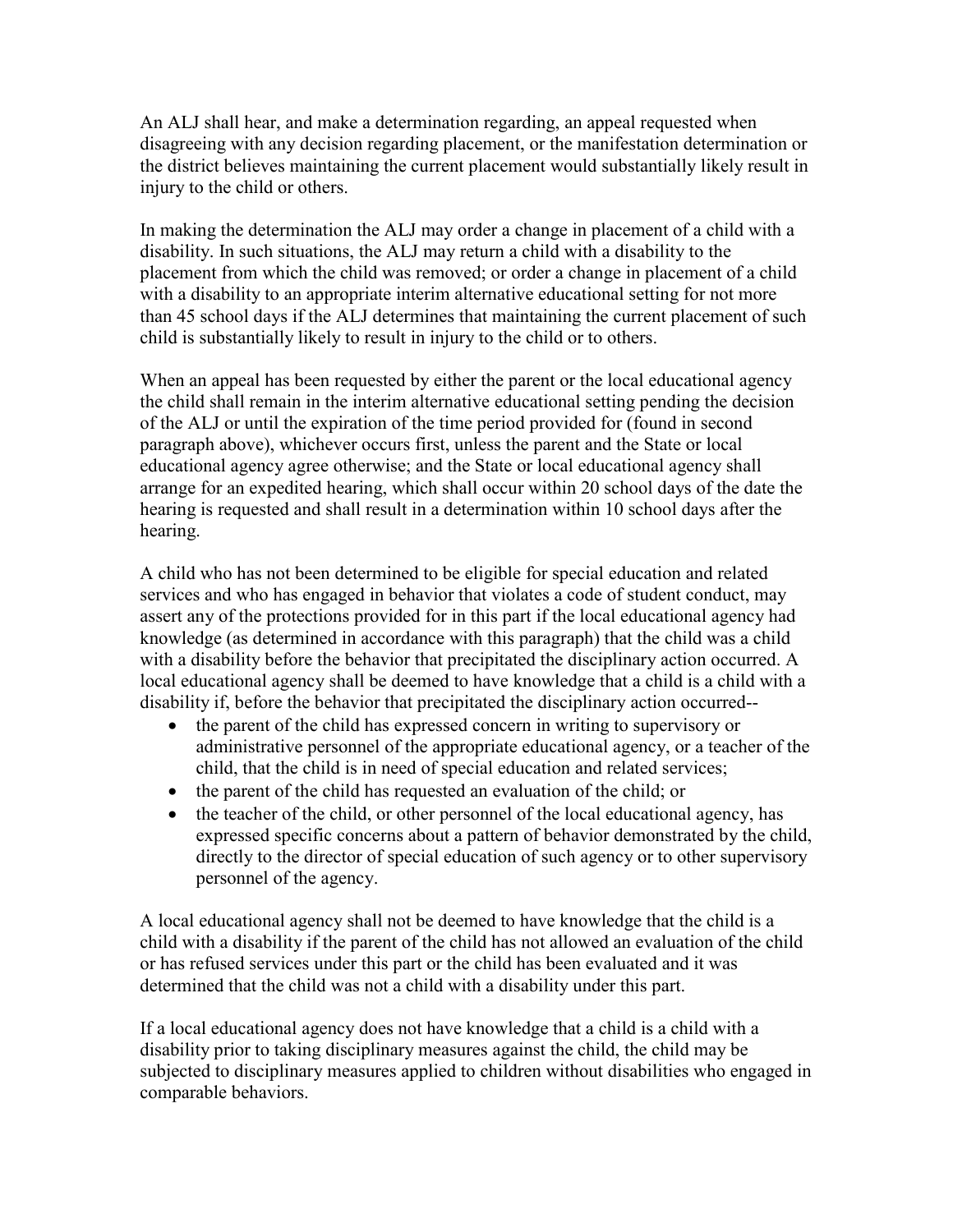An ALJ shall hear, and make a determination regarding, an appeal requested when disagreeing with any decision regarding placement, or the manifestation determination or the district believes maintaining the current placement would substantially likely result in injury to the child or others.

In making the determination the ALJ may order a change in placement of a child with a disability. In such situations, the ALJ may return a child with a disability to the placement from which the child was removed; or order a change in placement of a child with a disability to an appropriate interim alternative educational setting for not more than 45 school days if the ALJ determines that maintaining the current placement of such child is substantially likely to result in injury to the child or to others.

When an appeal has been requested by either the parent or the local educational agency the child shall remain in the interim alternative educational setting pending the decision of the ALJ or until the expiration of the time period provided for (found in second paragraph above), whichever occurs first, unless the parent and the State or local educational agency agree otherwise; and the State or local educational agency shall arrange for an expedited hearing, which shall occur within 20 school days of the date the hearing is requested and shall result in a determination within 10 school days after the hearing.

A child who has not been determined to be eligible for special education and related services and who has engaged in behavior that violates a code of student conduct, may assert any of the protections provided for in this part if the local educational agency had knowledge (as determined in accordance with this paragraph) that the child was a child with a disability before the behavior that precipitated the disciplinary action occurred. A local educational agency shall be deemed to have knowledge that a child is a child with a disability if, before the behavior that precipitated the disciplinary action occurred--

- the parent of the child has expressed concern in writing to supervisory or administrative personnel of the appropriate educational agency, or a teacher of the child, that the child is in need of special education and related services;
- the parent of the child has requested an evaluation of the child; or
- the teacher of the child, or other personnel of the local educational agency, has expressed specific concerns about a pattern of behavior demonstrated by the child, directly to the director of special education of such agency or to other supervisory personnel of the agency.

A local educational agency shall not be deemed to have knowledge that the child is a child with a disability if the parent of the child has not allowed an evaluation of the child or has refused services under this part or the child has been evaluated and it was determined that the child was not a child with a disability under this part.

If a local educational agency does not have knowledge that a child is a child with a disability prior to taking disciplinary measures against the child, the child may be subjected to disciplinary measures applied to children without disabilities who engaged in comparable behaviors.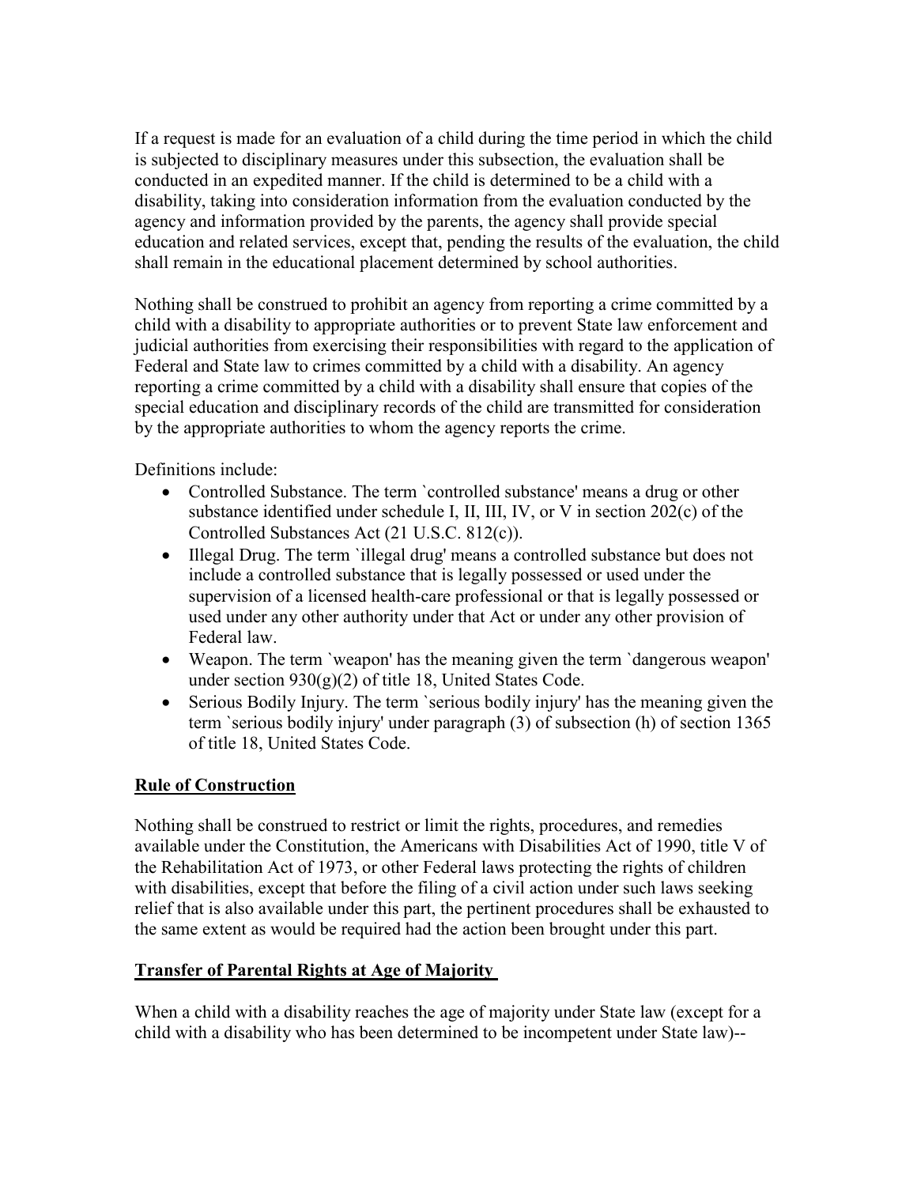If a request is made for an evaluation of a child during the time period in which the child is subjected to disciplinary measures under this subsection, the evaluation shall be conducted in an expedited manner. If the child is determined to be a child with a disability, taking into consideration information from the evaluation conducted by the agency and information provided by the parents, the agency shall provide special education and related services, except that, pending the results of the evaluation, the child shall remain in the educational placement determined by school authorities.

Nothing shall be construed to prohibit an agency from reporting a crime committed by a child with a disability to appropriate authorities or to prevent State law enforcement and judicial authorities from exercising their responsibilities with regard to the application of Federal and State law to crimes committed by a child with a disability. An agency reporting a crime committed by a child with a disability shall ensure that copies of the special education and disciplinary records of the child are transmitted for consideration by the appropriate authorities to whom the agency reports the crime.

Definitions include:

- Controlled Substance. The term `controlled substance' means a drug or other substance identified under schedule I, II, III, IV, or V in section 202(c) of the Controlled Substances Act (21 U.S.C. 812(c)).
- Illegal Drug. The term `illegal drug' means a controlled substance but does not include a controlled substance that is legally possessed or used under the supervision of a licensed health-care professional or that is legally possessed or used under any other authority under that Act or under any other provision of Federal law.
- Weapon. The term `weapon' has the meaning given the term `dangerous weapon' under section 930(g)(2) of title 18, United States Code.
- Serious Bodily Injury. The term `serious bodily injury' has the meaning given the term `serious bodily injury' under paragraph (3) of subsection (h) of section 1365 of title 18, United States Code.

**Rule of Construction**

Nothing shall be construed to restrict or limit the rights, procedures, and remedies available under the Constitution, the Americans with Disabilities Act of 1990, title V of the Rehabilitation Act of 1973, or other Federal laws protecting the rights of children with disabilities, except that before the filing of a civil action under such laws seeking relief that is also available under this part, the pertinent procedures shall be exhausted to the same extent as would be required had the action been brought under this part.

**Transfer of Parental Rights at Age of Majority**

When a child with a disability reaches the age of majority under State law (except for a child with a disability who has been determined to be incompetent under State law)--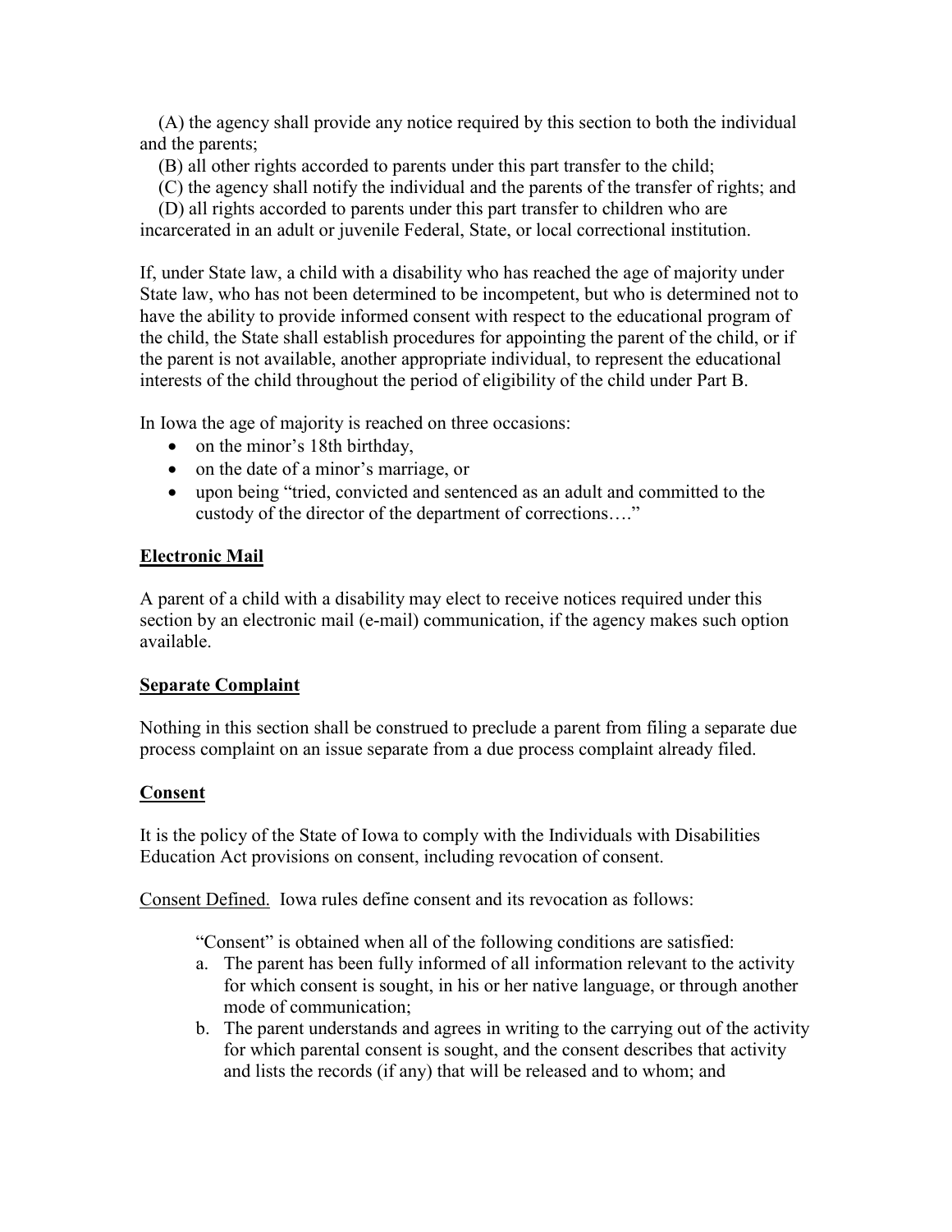(A) the agency shall provide any notice required by this section to both the individual and the parents;

(B) all other rights accorded to parents under this part transfer to the child;

(C) the agency shall notify the individual and the parents of the transfer of rights; and

(D) all rights accorded to parents under this part transfer to children who are incarcerated in an adult or juvenile Federal, State, or local correctional institution.

If, under State law, a child with a disability who has reached the age of majority under State law, who has not been determined to be incompetent, but who is determined not to have the ability to provide informed consent with respect to the educational program of the child, the State shall establish procedures for appointing the parent of the child, or if the parent is not available, another appropriate individual, to represent the educational interests of the child throughout the period of eligibility of the child under Part B.

In Iowa the age of majority is reached on three occasions:

- on the minor's 18th birthday,
- on the date of a minor's marriage, or
- upon being "tried, convicted and sentenced as an adult and committed to the custody of the director of the department of corrections…."

## Electronic Mail

A parent of a child with a disability may elect to receive notices required under this section by an electronic mail (e-mail) communication, if the agency makes such option available.

## Separate Complaint

Nothing in this section shall be construed to preclude a parent from filing a separate due process complaint on an issue separate from a due process complaint already filed.

## Consent

It is the policy of the State of Iowa to comply with the Individuals with Disabilities Education Act provisions on consent, including revocation of consent.

Consent Defined. Iowa rules define consent and its revocation as follows:

"Consent" is obtained when all of the following conditions are satisfied:

a. The parent has been fully informed of all information relevant to the activity for which consent is sought, in his or her native language, or through another mode of communication;
b. The parent understands and agrees in writing to the carrying out of the activity for which parental consent is sought, and the consent describes that activity and lists the records (if any) that will be released and to whom; and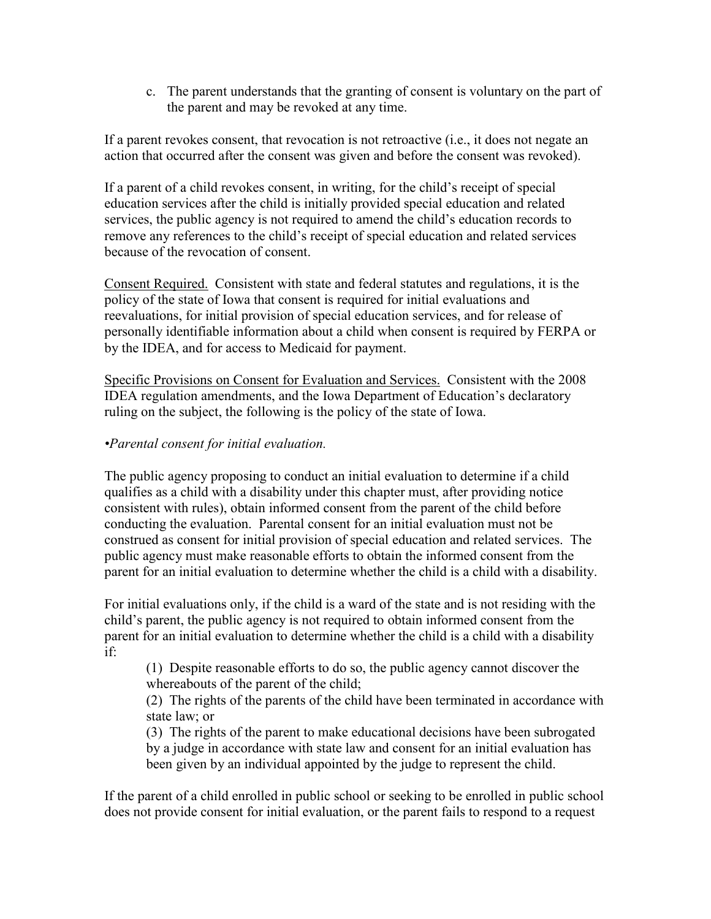c. The parent understands that the granting of consent is voluntary on the part of the parent and may be revoked at any time.

If a parent revokes consent, that revocation is not retroactive (i.e., it does not negate an action that occurred after the consent was given and before the consent was revoked).

If a parent of a child revokes consent, in writing, for the child's receipt of special education services after the child is initially provided special education and related services, the public agency is not required to amend the child's education records to remove any references to the child's receipt of special education and related services because of the revocation of consent.

Consent Required. Consistent with state and federal statutes and regulations, it is the policy of the state of Iowa that consent is required for initial evaluations and reevaluations, for initial provision of special education services, and for release of personally identifiable information about a child when consent is required by FERPA or by the IDEA, and for access to Medicaid for payment.

Specific Provisions on Consent for Evaluation and Services. Consistent with the 2008 IDEA regulation amendments, and the Iowa Department of Education's declaratory ruling on the subject, the following is the policy of the state of Iowa.

*•Parental consent for initial evaluation.*

The public agency proposing to conduct an initial evaluation to determine if a child qualifies as a child with a disability under this chapter must, after providing notice consistent with rules), obtain informed consent from the parent of the child before conducting the evaluation. Parental consent for an initial evaluation must not be construed as consent for initial provision of special education and related services. The public agency must make reasonable efforts to obtain the informed consent from the parent for an initial evaluation to determine whether the child is a child with a disability.

For initial evaluations only, if the child is a ward of the state and is not residing with the child's parent, the public agency is not required to obtain informed consent from the parent for an initial evaluation to determine whether the child is a child with a disability if:

(1) Despite reasonable efforts to do so, the public agency cannot discover the whereabouts of the parent of the child;

(2) The rights of the parents of the child have been terminated in accordance with state law; or

(3) The rights of the parent to make educational decisions have been subrogated by a judge in accordance with state law and consent for an initial evaluation has been given by an individual appointed by the judge to represent the child.

If the parent of a child enrolled in public school or seeking to be enrolled in public school does not provide consent for initial evaluation, or the parent fails to respond to a request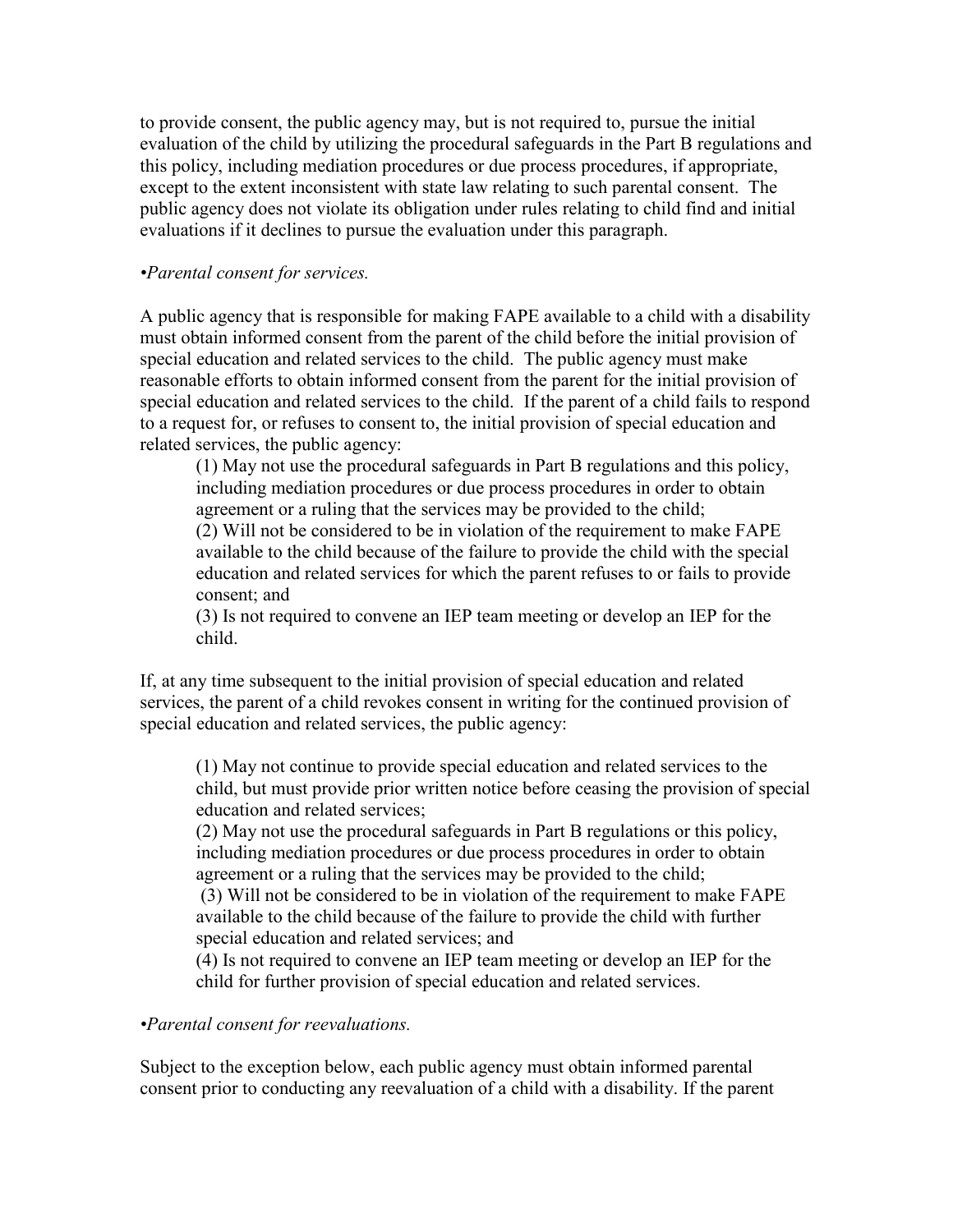to provide consent, the public agency may, but is not required to, pursue the initial evaluation of the child by utilizing the procedural safeguards in the Part B regulations and this policy, including mediation procedures or due process procedures, if appropriate, except to the extent inconsistent with state law relating to such parental consent. The public agency does not violate its obligation under rules relating to child find and initial evaluations if it declines to pursue the evaluation under this paragraph.

*•Parental consent for services.*

A public agency that is responsible for making FAPE available to a child with a disability must obtain informed consent from the parent of the child before the initial provision of special education and related services to the child. The public agency must make reasonable efforts to obtain informed consent from the parent for the initial provision of special education and related services to the child. If the parent of a child fails to respond to a request for, or refuses to consent to, the initial provision of special education and related services, the public agency:

> (1) May not use the procedural safeguards in Part B regulations and this policy, including mediation procedures or due process procedures in order to obtain agreement or a ruling that the services may be provided to the child;
> (2) Will not be considered to be in violation of the requirement to make FAPE available to the child because of the failure to provide the child with the special education and related services for which the parent refuses to or fails to provide consent; and
> (3) Is not required to convene an IEP team meeting or develop an IEP for the child.

If, at any time subsequent to the initial provision of special education and related services, the parent of a child revokes consent in writing for the continued provision of special education and related services, the public agency:

> (1) May not continue to provide special education and related services to the child, but must provide prior written notice before ceasing the provision of special education and related services;
> (2) May not use the procedural safeguards in Part B regulations or this policy, including mediation procedures or due process procedures in order to obtain agreement or a ruling that the services may be provided to the child;
> (3) Will not be considered to be in violation of the requirement to make FAPE available to the child because of the failure to provide the child with further special education and related services; and
> (4) Is not required to convene an IEP team meeting or develop an IEP for the child for further provision of special education and related services.

*•Parental consent for reevaluations.*

Subject to the exception below, each public agency must obtain informed parental consent prior to conducting any reevaluation of a child with a disability. If the parent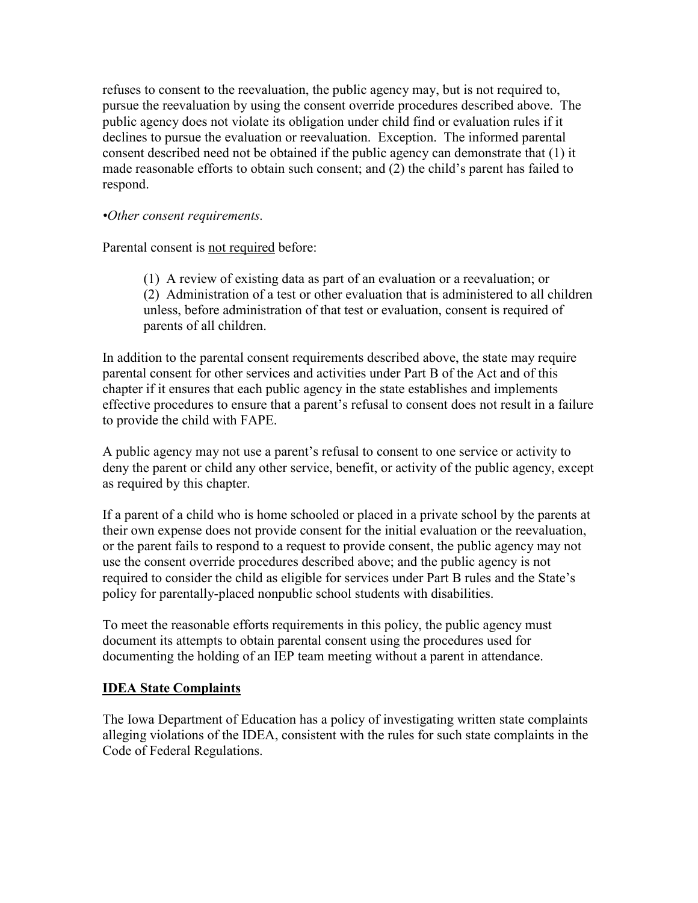refuses to consent to the reevaluation, the public agency may, but is not required to, pursue the reevaluation by using the consent override procedures described above. The public agency does not violate its obligation under child find or evaluation rules if it declines to pursue the evaluation or reevaluation. Exception. The informed parental consent described need not be obtained if the public agency can demonstrate that (1) it made reasonable efforts to obtain such consent; and (2) the child's parent has failed to respond.

*•Other consent requirements.*

Parental consent is <u>not required</u> before:

> (1) A review of existing data as part of an evaluation or a reevaluation; or
> (2) Administration of a test or other evaluation that is administered to all children unless, before administration of that test or evaluation, consent is required of parents of all children.

In addition to the parental consent requirements described above, the state may require parental consent for other services and activities under Part B of the Act and of this chapter if it ensures that each public agency in the state establishes and implements effective procedures to ensure that a parent's refusal to consent does not result in a failure to provide the child with FAPE.

A public agency may not use a parent's refusal to consent to one service or activity to deny the parent or child any other service, benefit, or activity of the public agency, except as required by this chapter.

If a parent of a child who is home schooled or placed in a private school by the parents at their own expense does not provide consent for the initial evaluation or the reevaluation, or the parent fails to respond to a request to provide consent, the public agency may not use the consent override procedures described above; and the public agency is not required to consider the child as eligible for services under Part B rules and the State's policy for parentally-placed nonpublic school students with disabilities.

To meet the reasonable efforts requirements in this policy, the public agency must document its attempts to obtain parental consent using the procedures used for documenting the holding of an IEP team meeting without a parent in attendance.

## <u>**IDEA State Complaints**</u>

The Iowa Department of Education has a policy of investigating written state complaints alleging violations of the IDEA, consistent with the rules for such state complaints in the Code of Federal Regulations.